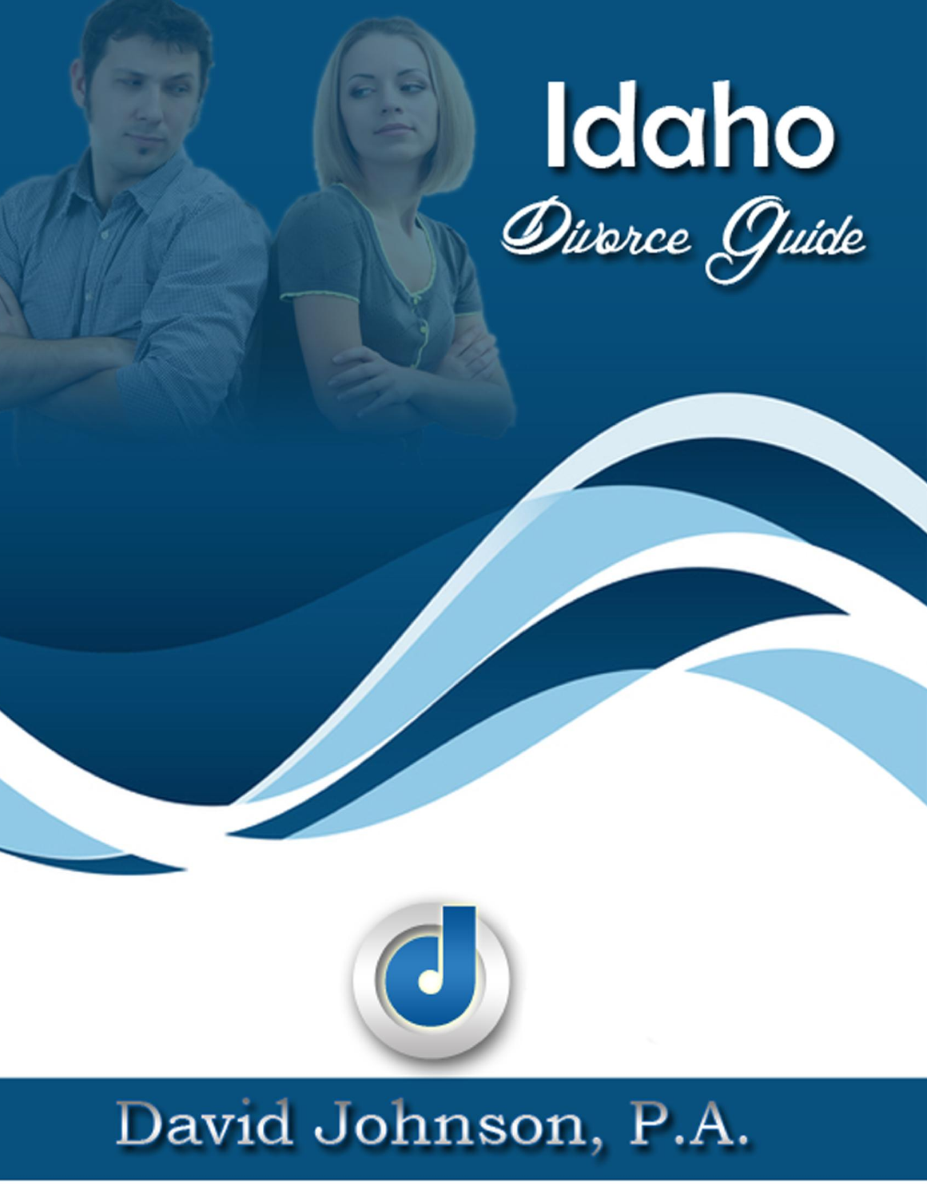# Idaho

## *Divorce Guide*

David Johnson, P.A.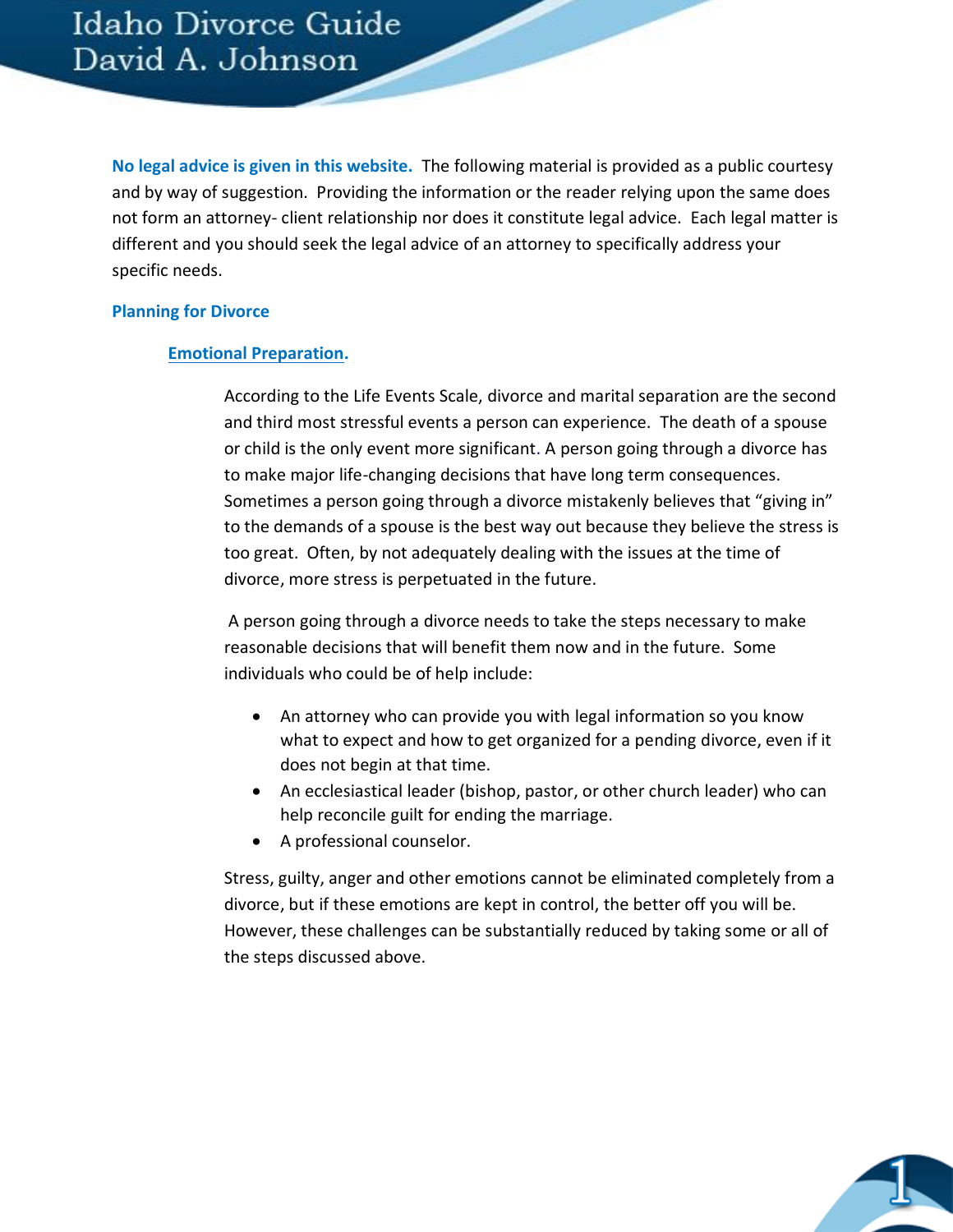**No legal advice is given in this website.** The following material is provided as a public courtesy and by way of suggestion. Providing the information or the reader relying upon the same does not form an attorney- client relationship nor does it constitute legal advice. Each legal matter is different and you should seek the legal advice of an attorney to specifically address your specific needs.

## Planning for Divorce

### Emotional Preparation.

According to the Life Events Scale, divorce and marital separation are the second and third most stressful events a person can experience. The death of a spouse or child is the only event more significant. A person going through a divorce has to make major life-changing decisions that have long term consequences. Sometimes a person going through a divorce mistakenly believes that "giving in" to the demands of a spouse is the best way out because they believe the stress is too great. Often, by not adequately dealing with the issues at the time of divorce, more stress is perpetuated in the future.

A person going through a divorce needs to take the steps necessary to make reasonable decisions that will benefit them now and in the future. Some individuals who could be of help include:

- An attorney who can provide you with legal information so you know what to expect and how to get organized for a pending divorce, even if it does not begin at that time.
- An ecclesiastical leader (bishop, pastor, or other church leader) who can help reconcile guilt for ending the marriage.
- A professional counselor.

Stress, guilty, anger and other emotions cannot be eliminated completely from a divorce, but if these emotions are kept in control, the better off you will be. However, these challenges can be substantially reduced by taking some or all of the steps discussed above.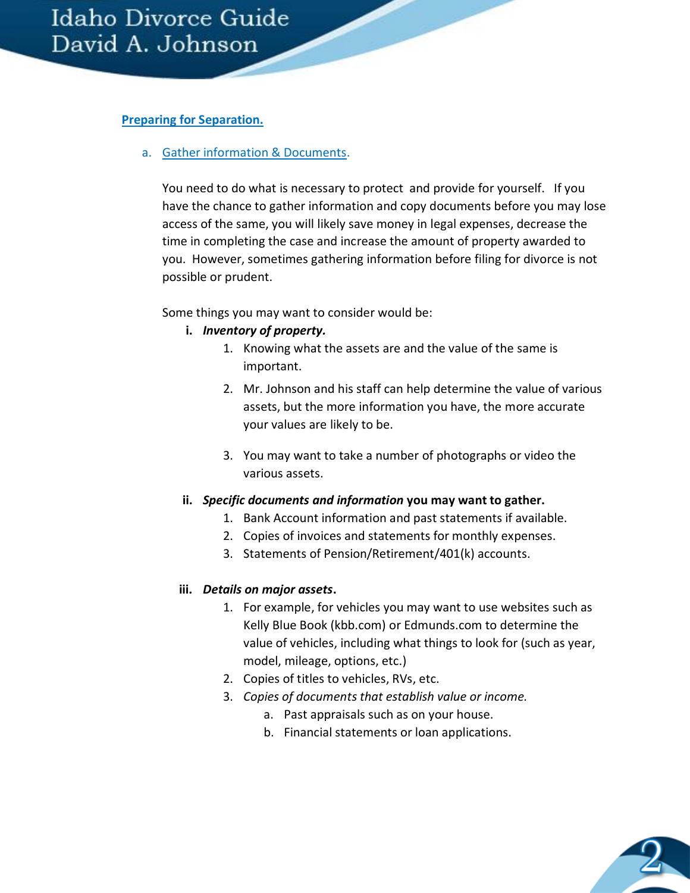## Preparing for Separation.

### a. Gather information & Documents.

You need to do what is necessary to protect and provide for yourself. If you have the chance to gather information and copy documents before you may lose access of the same, you will likely save money in legal expenses, decrease the time in completing the case and increase the amount of property awarded to you. However, sometimes gathering information before filing for divorce is not possible or prudent.

Some things you may want to consider would be:

- **i. *Inventory of property.***
  1. Knowing what the assets are and the value of the same is important.
  2. Mr. Johnson and his staff can help determine the value of various assets, but the more information you have, the more accurate your values are likely to be.
  3. You may want to take a number of photographs or video the various assets.
- **ii. *Specific documents and information* you may want to gather.**
  1. Bank Account information and past statements if available.
  2. Copies of invoices and statements for monthly expenses.
  3. Statements of Pension/Retirement/401(k) accounts.
- **iii. *Details on major assets*.**
  1. For example, for vehicles you may want to use websites such as Kelly Blue Book (kbb.com) or Edmunds.com to determine the value of vehicles, including what things to look for (such as year, model, mileage, options, etc.)
  2. Copies of titles to vehicles, RVs, etc.
  3. *Copies of documents that establish value or income.*
     - a. Past appraisals such as on your house.
     - b. Financial statements or loan applications.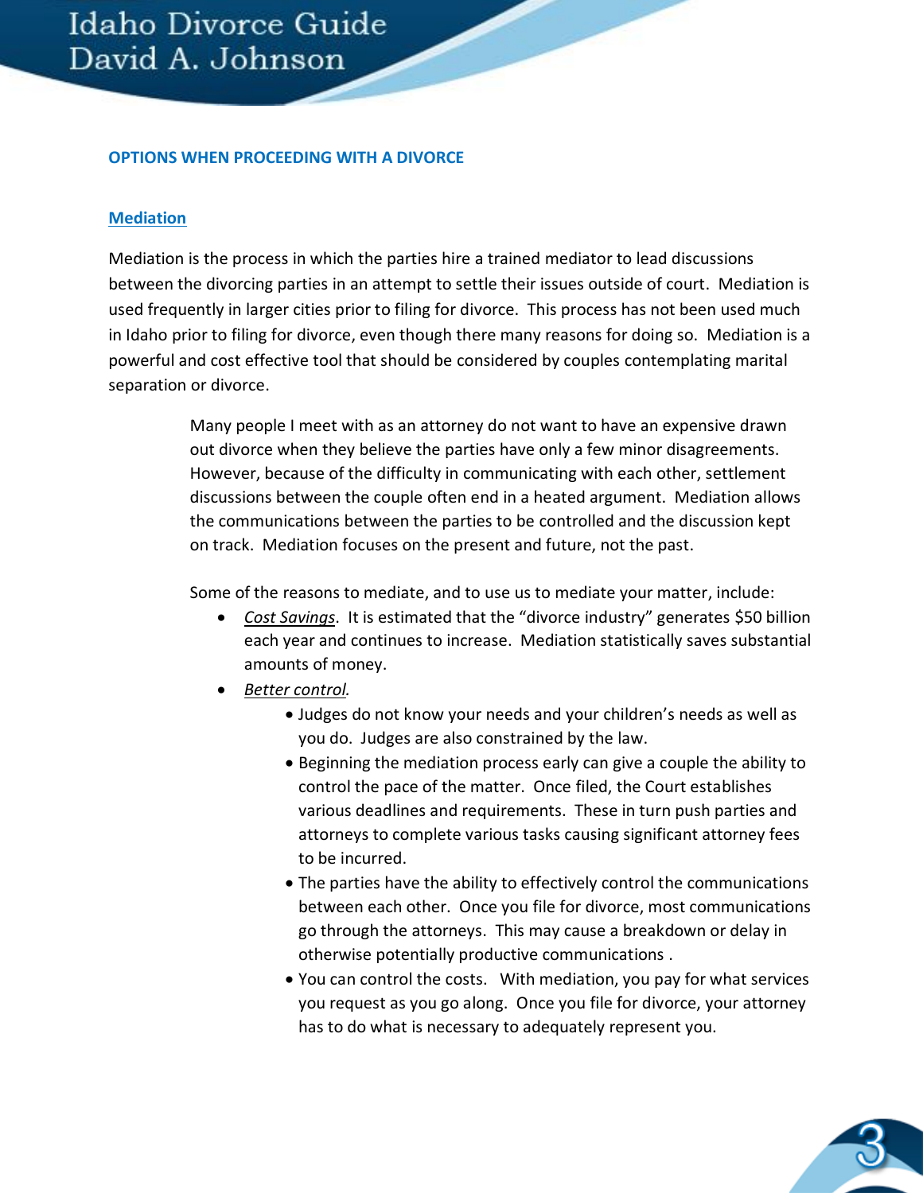## OPTIONS WHEN PROCEEDING WITH A DIVORCE

### Mediation

Mediation is the process in which the parties hire a trained mediator to lead discussions between the divorcing parties in an attempt to settle their issues outside of court. Mediation is used frequently in larger cities prior to filing for divorce. This process has not been used much in Idaho prior to filing for divorce, even though there many reasons for doing so. Mediation is a powerful and cost effective tool that should be considered by couples contemplating marital separation or divorce.

Many people I meet with as an attorney do not want to have an expensive drawn out divorce when they believe the parties have only a few minor disagreements. However, because of the difficulty in communicating with each other, settlement discussions between the couple often end in a heated argument. Mediation allows the communications between the parties to be controlled and the discussion kept on track. Mediation focuses on the present and future, not the past.

Some of the reasons to mediate, and to use us to mediate your matter, include:

- *Cost Savings*. It is estimated that the "divorce industry" generates $50 billion each year and continues to increase. Mediation statistically saves substantial amounts of money.
- *Better control.*
  - Judges do not know your needs and your children's needs as well as you do. Judges are also constrained by the law.
  - Beginning the mediation process early can give a couple the ability to control the pace of the matter. Once filed, the Court establishes various deadlines and requirements. These in turn push parties and attorneys to complete various tasks causing significant attorney fees to be incurred.
  - The parties have the ability to effectively control the communications between each other. Once you file for divorce, most communications go through the attorneys. This may cause a breakdown or delay in otherwise potentially productive communications .
  - You can control the costs. With mediation, you pay for what services you request as you go along. Once you file for divorce, your attorney has to do what is necessary to adequately represent you.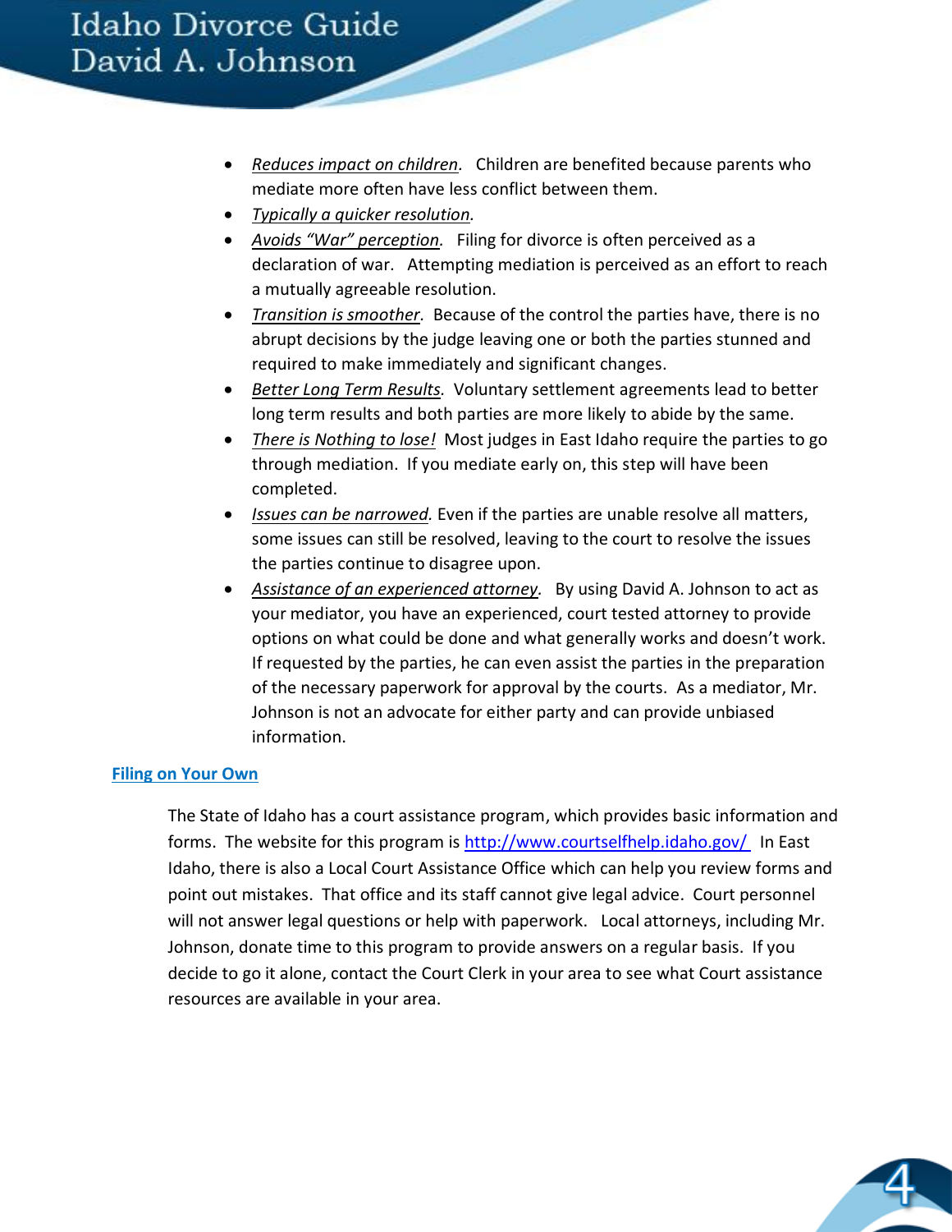- *Reduces impact on children.* Children are benefited because parents who mediate more often have less conflict between them.
- *Typically a quicker resolution.*
- *Avoids "War" perception.* Filing for divorce is often perceived as a declaration of war. Attempting mediation is perceived as an effort to reach a mutually agreeable resolution.
- *Transition is smoother.* Because of the control the parties have, there is no abrupt decisions by the judge leaving one or both the parties stunned and required to make immediately and significant changes.
- *Better Long Term Results.* Voluntary settlement agreements lead to better long term results and both parties are more likely to abide by the same.
- *There is Nothing to lose!* Most judges in East Idaho require the parties to go through mediation. If you mediate early on, this step will have been completed.
- *Issues can be narrowed.* Even if the parties are unable resolve all matters, some issues can still be resolved, leaving to the court to resolve the issues the parties continue to disagree upon.
- *Assistance of an experienced attorney.* By using David A. Johnson to act as your mediator, you have an experienced, court tested attorney to provide options on what could be done and what generally works and doesn't work. If requested by the parties, he can even assist the parties in the preparation of the necessary paperwork for approval by the courts. As a mediator, Mr. Johnson is not an advocate for either party and can provide unbiased information.

## Filing on Your Own

The State of Idaho has a court assistance program, which provides basic information and forms. The website for this program is http://www.courtselfhelp.idaho.gov/ In East Idaho, there is also a Local Court Assistance Office which can help you review forms and point out mistakes. That office and its staff cannot give legal advice. Court personnel will not answer legal questions or help with paperwork. Local attorneys, including Mr. Johnson, donate time to this program to provide answers on a regular basis. If you decide to go it alone, contact the Court Clerk in your area to see what Court assistance resources are available in your area.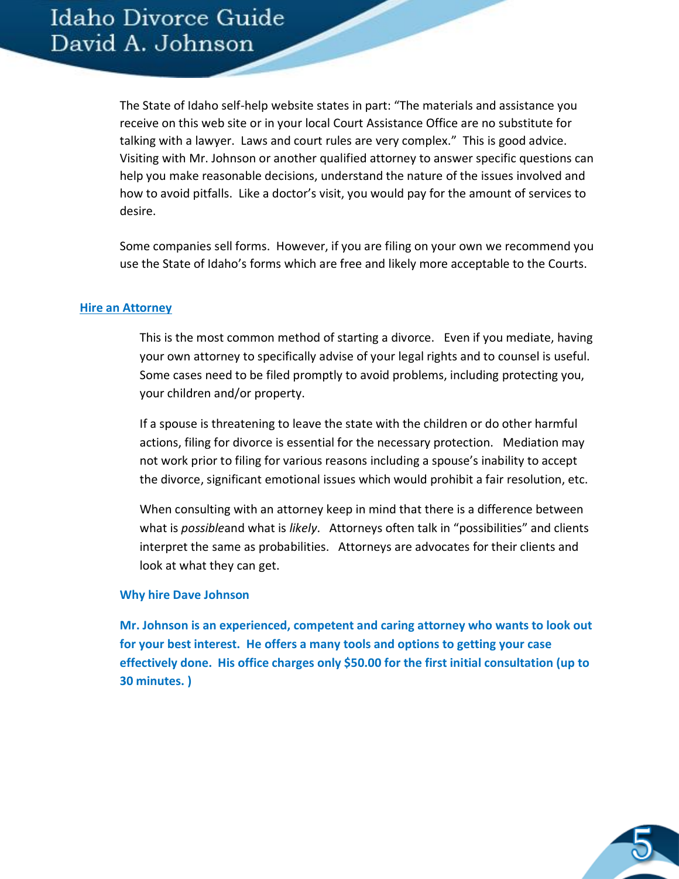The State of Idaho self-help website states in part: "The materials and assistance you receive on this web site or in your local Court Assistance Office are no substitute for talking with a lawyer. Laws and court rules are very complex." This is good advice. Visiting with Mr. Johnson or another qualified attorney to answer specific questions can help you make reasonable decisions, understand the nature of the issues involved and how to avoid pitfalls. Like a doctor's visit, you would pay for the amount of services to desire.

Some companies sell forms. However, if you are filing on your own we recommend you use the State of Idaho's forms which are free and likely more acceptable to the Courts.

## Hire an Attorney

This is the most common method of starting a divorce. Even if you mediate, having your own attorney to specifically advise of your legal rights and to counsel is useful. Some cases need to be filed promptly to avoid problems, including protecting you, your children and/or property.

If a spouse is threatening to leave the state with the children or do other harmful actions, filing for divorce is essential for the necessary protection. Mediation may not work prior to filing for various reasons including a spouse's inability to accept the divorce, significant emotional issues which would prohibit a fair resolution, etc.

When consulting with an attorney keep in mind that there is a difference between what is *possible*and what is *likely*. Attorneys often talk in "possibilities" and clients interpret the same as probabilities. Attorneys are advocates for their clients and look at what they can get.

### Why hire Dave Johnson

**Mr. Johnson is an experienced, competent and caring attorney who wants to look out for your best interest. He offers a many tools and options to getting your case effectively done. His office charges only $50.00 for the first initial consultation (up to 30 minutes. )**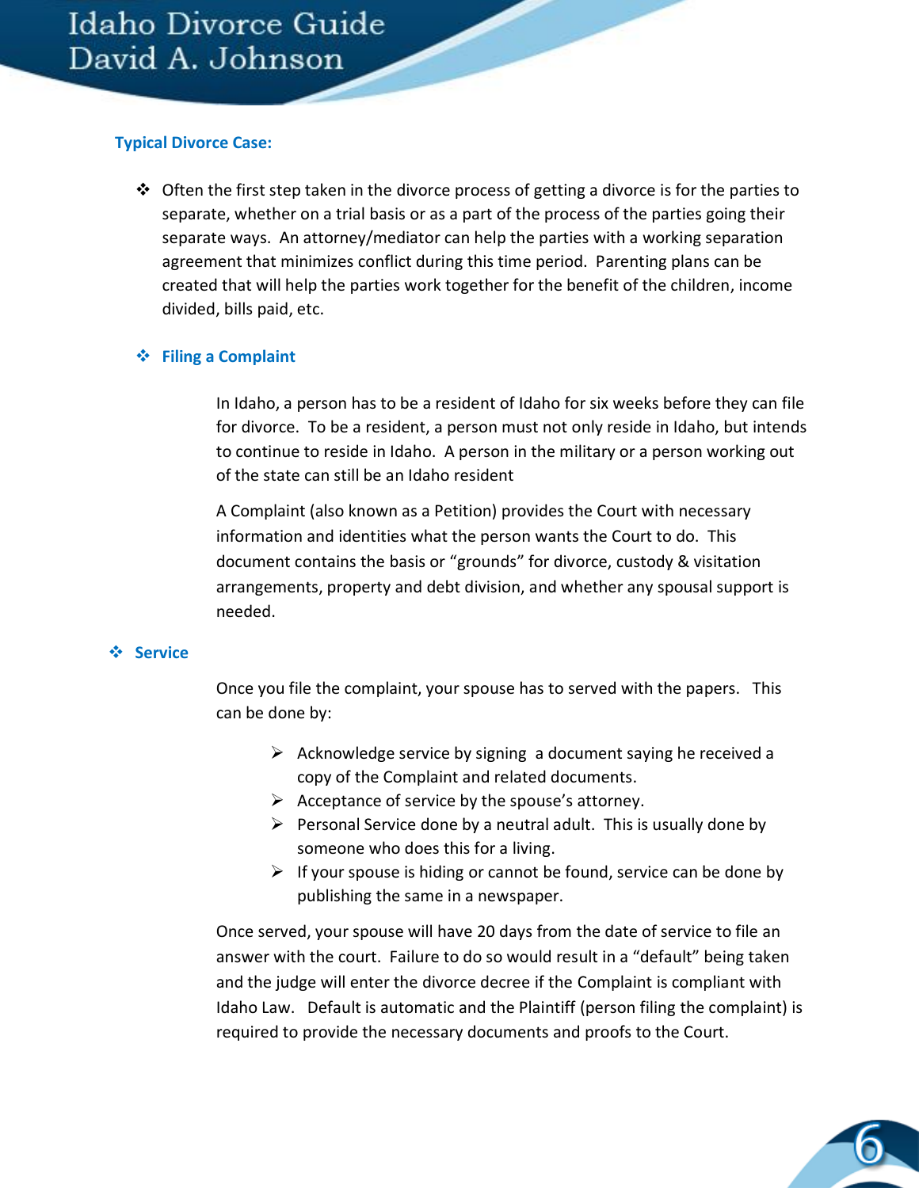### Typical Divorce Case:

- Often the first step taken in the divorce process of getting a divorce is for the parties to separate, whether on a trial basis or as a part of the process of the parties going their separate ways. An attorney/mediator can help the parties with a working separation agreement that minimizes conflict during this time period. Parenting plans can be created that will help the parties work together for the benefit of the children, income divided, bills paid, etc.

- **Filing a Complaint**

  In Idaho, a person has to be a resident of Idaho for six weeks before they can file for divorce. To be a resident, a person must not only reside in Idaho, but intends to continue to reside in Idaho. A person in the military or a person working out of the state can still be an Idaho resident

  A Complaint (also known as a Petition) provides the Court with necessary information and identities what the person wants the Court to do. This document contains the basis or "grounds" for divorce, custody & visitation arrangements, property and debt division, and whether any spousal support is needed.

- **Service**

  Once you file the complaint, your spouse has to served with the papers. This can be done by:

  - Acknowledge service by signing a document saying he received a copy of the Complaint and related documents.
  - Acceptance of service by the spouse's attorney.
  - Personal Service done by a neutral adult. This is usually done by someone who does this for a living.
  - If your spouse is hiding or cannot be found, service can be done by publishing the same in a newspaper.

  Once served, your spouse will have 20 days from the date of service to file an answer with the court. Failure to do so would result in a "default" being taken and the judge will enter the divorce decree if the Complaint is compliant with Idaho Law. Default is automatic and the Plaintiff (person filing the complaint) is required to provide the necessary documents and proofs to the Court.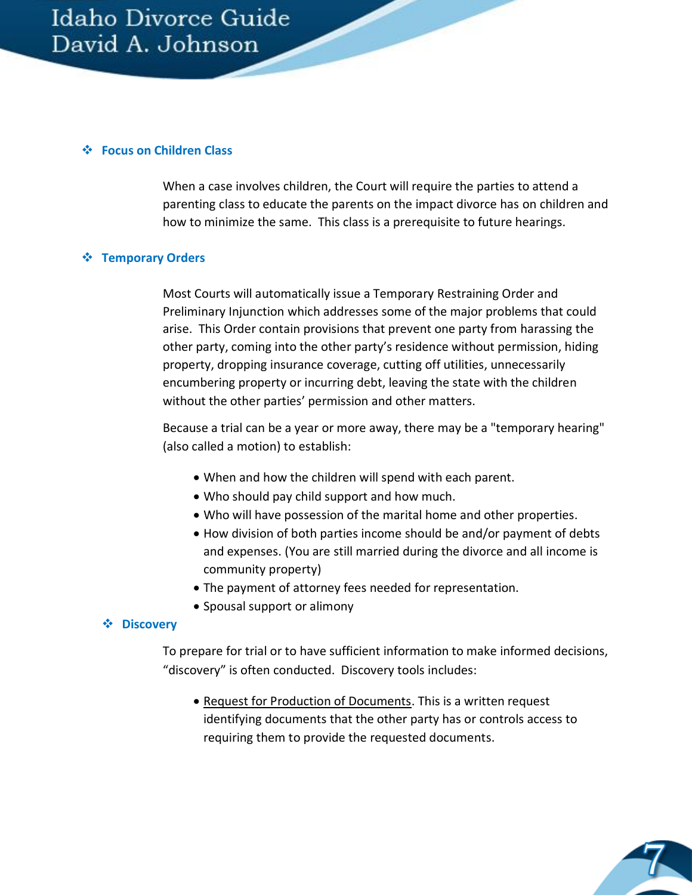## Focus on Children Class

When a case involves children, the Court will require the parties to attend a parenting class to educate the parents on the impact divorce has on children and how to minimize the same. This class is a prerequisite to future hearings.

## Temporary Orders

Most Courts will automatically issue a Temporary Restraining Order and Preliminary Injunction which addresses some of the major problems that could arise. This Order contain provisions that prevent one party from harassing the other party, coming into the other party's residence without permission, hiding property, dropping insurance coverage, cutting off utilities, unnecessarily encumbering property or incurring debt, leaving the state with the children without the other parties' permission and other matters.

Because a trial can be a year or more away, there may be a "temporary hearing" (also called a motion) to establish:

- When and how the children will spend with each parent.
- Who should pay child support and how much.
- Who will have possession of the marital home and other properties.
- How division of both parties income should be and/or payment of debts and expenses. (You are still married during the divorce and all income is community property)
- The payment of attorney fees needed for representation.
- Spousal support or alimony

## Discovery

To prepare for trial or to have sufficient information to make informed decisions, "discovery" is often conducted. Discovery tools includes:

- Request for Production of Documents. This is a written request identifying documents that the other party has or controls access to requiring them to provide the requested documents.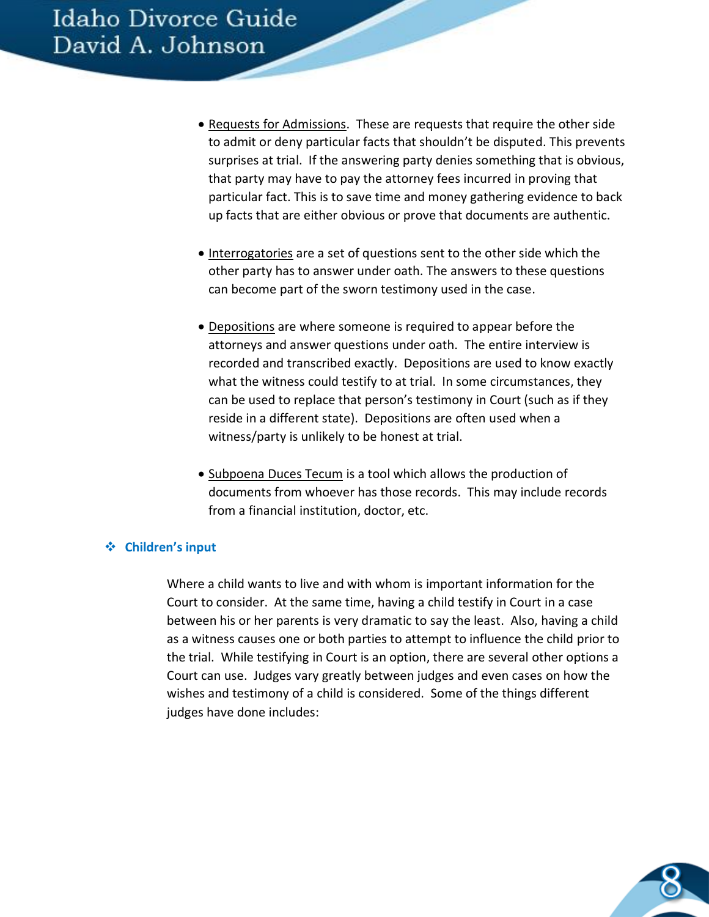- Requests for Admissions. These are requests that require the other side to admit or deny particular facts that shouldn't be disputed. This prevents surprises at trial. If the answering party denies something that is obvious, that party may have to pay the attorney fees incurred in proving that particular fact. This is to save time and money gathering evidence to back up facts that are either obvious or prove that documents are authentic.

- Interrogatories are a set of questions sent to the other side which the other party has to answer under oath. The answers to these questions can become part of the sworn testimony used in the case.

- Depositions are where someone is required to appear before the attorneys and answer questions under oath. The entire interview is recorded and transcribed exactly. Depositions are used to know exactly what the witness could testify to at trial. In some circumstances, they can be used to replace that person's testimony in Court (such as if they reside in a different state). Depositions are often used when a witness/party is unlikely to be honest at trial.

- Subpoena Duces Tecum is a tool which allows the production of documents from whoever has those records. This may include records from a financial institution, doctor, etc.

### Children's input

Where a child wants to live and with whom is important information for the Court to consider. At the same time, having a child testify in Court in a case between his or her parents is very dramatic to say the least. Also, having a child as a witness causes one or both parties to attempt to influence the child prior to the trial. While testifying in Court is an option, there are several other options a Court can use. Judges vary greatly between judges and even cases on how the wishes and testimony of a child is considered. Some of the things different judges have done includes: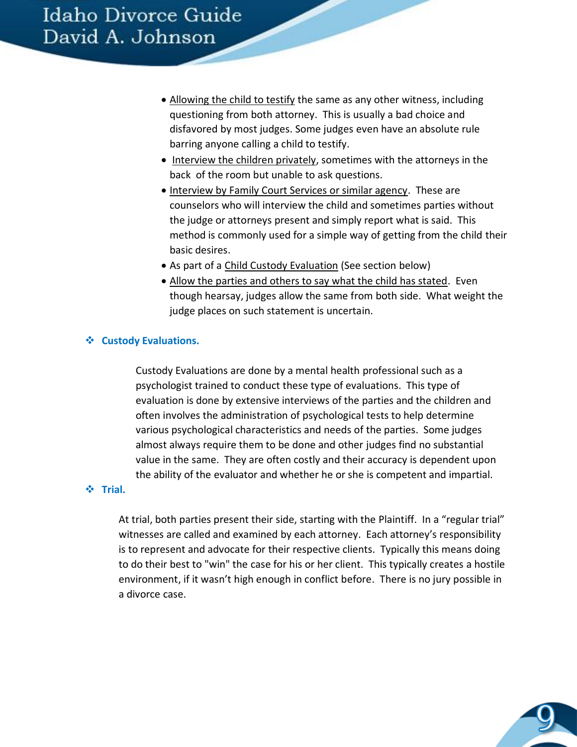- Allowing the child to testify the same as any other witness, including questioning from both attorney. This is usually a bad choice and disfavored by most judges. Some judges even have an absolute rule barring anyone calling a child to testify.
- Interview the children privately, sometimes with the attorneys in the back of the room but unable to ask questions.
- Interview by Family Court Services or similar agency. These are counselors who will interview the child and sometimes parties without the judge or attorneys present and simply report what is said. This method is commonly used for a simple way of getting from the child their basic desires.
- As part of a Child Custody Evaluation (See section below)
- Allow the parties and others to say what the child has stated. Even though hearsay, judges allow the same from both side. What weight the judge places on such statement is uncertain.

### Custody Evaluations.

Custody Evaluations are done by a mental health professional such as a psychologist trained to conduct these type of evaluations. This type of evaluation is done by extensive interviews of the parties and the children and often involves the administration of psychological tests to help determine various psychological characteristics and needs of the parties. Some judges almost always require them to be done and other judges find no substantial value in the same. They are often costly and their accuracy is dependent upon the ability of the evaluator and whether he or she is competent and impartial.

### Trial.

At trial, both parties present their side, starting with the Plaintiff. In a "regular trial" witnesses are called and examined by each attorney. Each attorney's responsibility is to represent and advocate for their respective clients. Typically this means doing to do their best to "win" the case for his or her client. This typically creates a hostile environment, if it wasn't high enough in conflict before. There is no jury possible in a divorce case.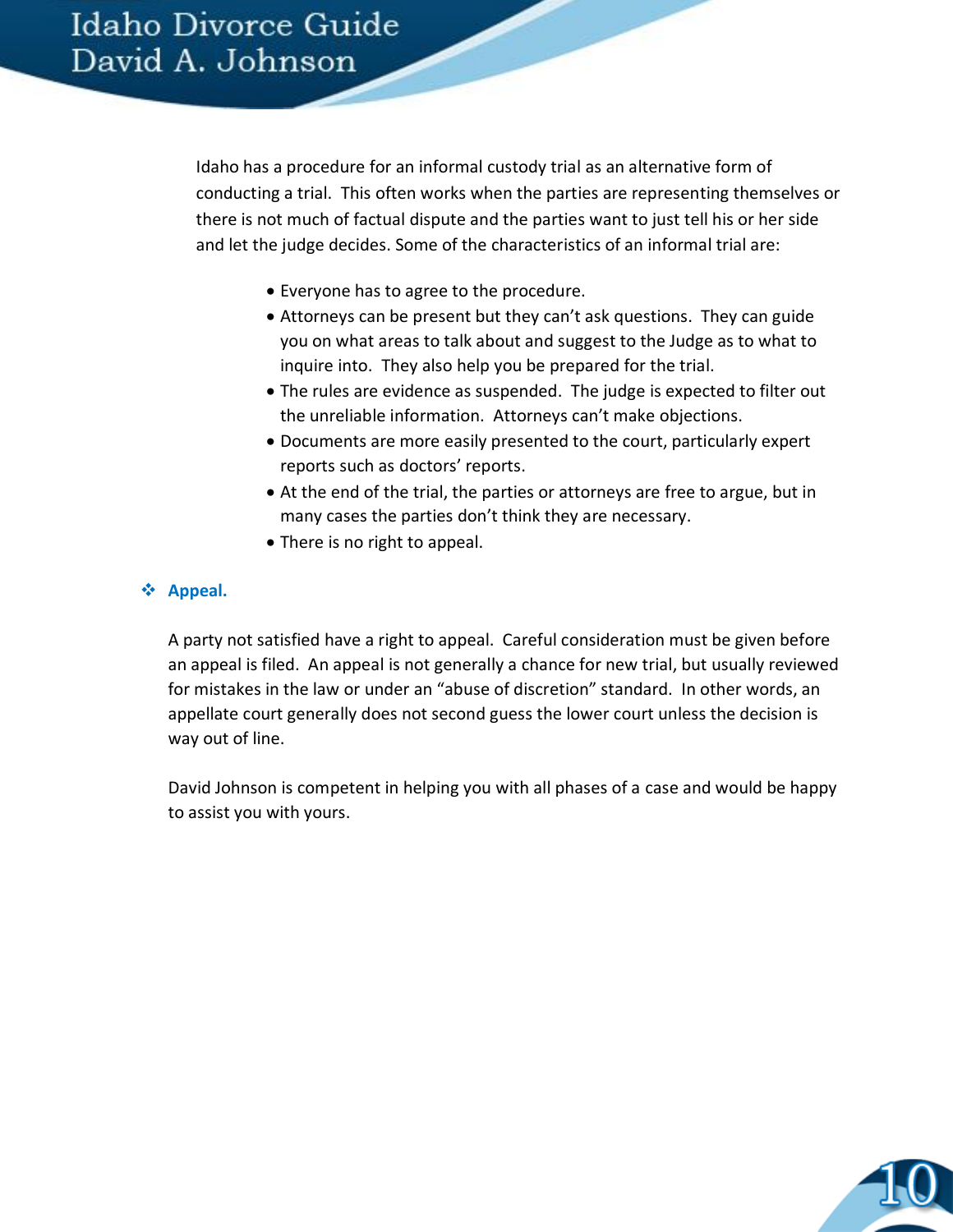Idaho has a procedure for an informal custody trial as an alternative form of conducting a trial. This often works when the parties are representing themselves or there is not much of factual dispute and the parties want to just tell his or her side and let the judge decides. Some of the characteristics of an informal trial are:

- Everyone has to agree to the procedure.
- Attorneys can be present but they can't ask questions. They can guide you on what areas to talk about and suggest to the Judge as to what to inquire into. They also help you be prepared for the trial.
- The rules are evidence as suspended. The judge is expected to filter out the unreliable information. Attorneys can't make objections.
- Documents are more easily presented to the court, particularly expert reports such as doctors' reports.
- At the end of the trial, the parties or attorneys are free to argue, but in many cases the parties don't think they are necessary.
- There is no right to appeal.

### Appeal.

A party not satisfied have a right to appeal. Careful consideration must be given before an appeal is filed. An appeal is not generally a chance for new trial, but usually reviewed for mistakes in the law or under an "abuse of discretion" standard. In other words, an appellate court generally does not second guess the lower court unless the decision is way out of line.

David Johnson is competent in helping you with all phases of a case and would be happy to assist you with yours.